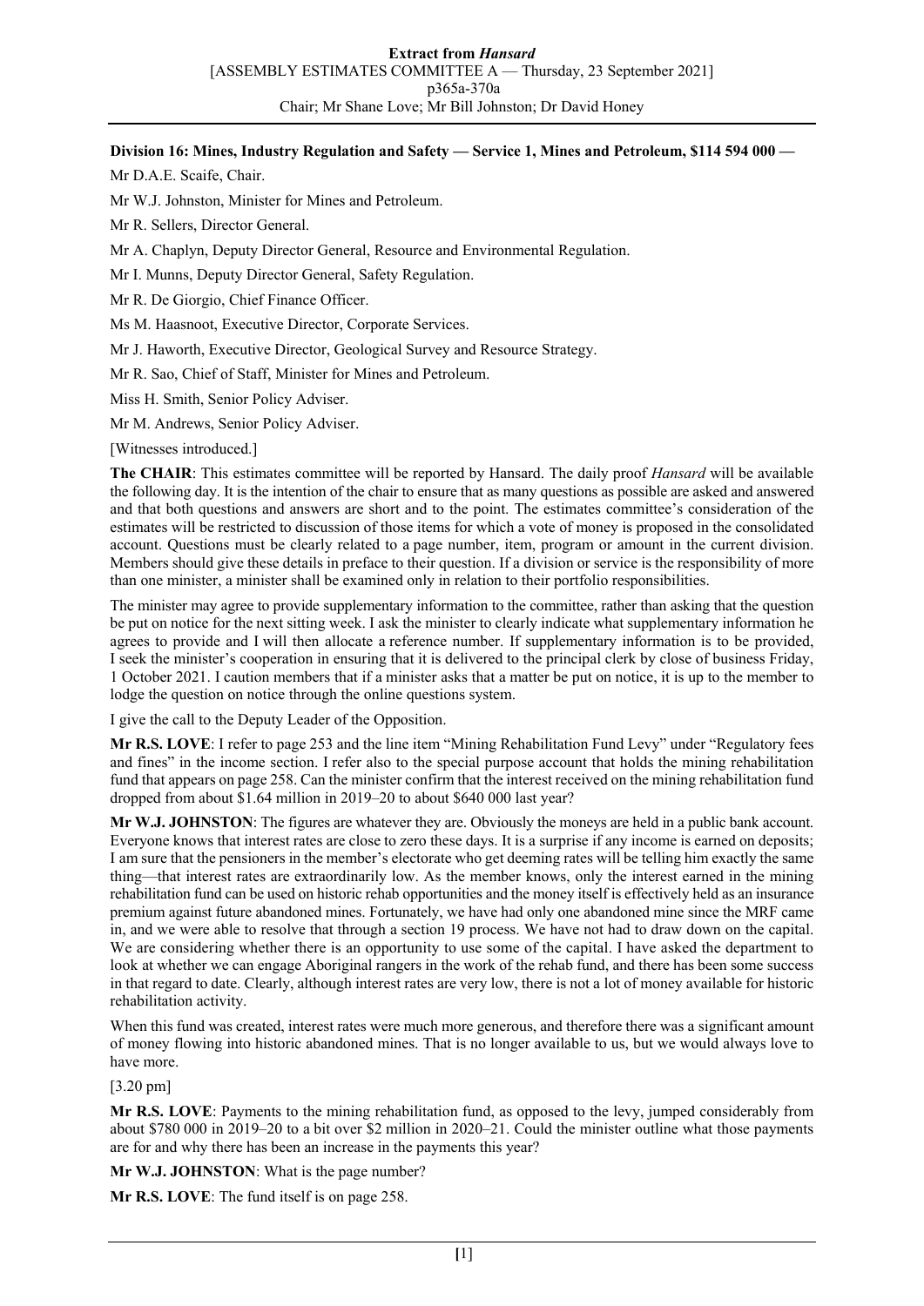**Division 16: Mines, Industry Regulation and Safety — Service 1, Mines and Petroleum, \$114 594 000 —**

Mr D.A.E. Scaife, Chair.

Mr W.J. Johnston, Minister for Mines and Petroleum.

Mr R. Sellers, Director General.

Mr A. Chaplyn, Deputy Director General, Resource and Environmental Regulation.

Mr I. Munns, Deputy Director General, Safety Regulation.

Mr R. De Giorgio, Chief Finance Officer.

Ms M. Haasnoot, Executive Director, Corporate Services.

Mr J. Haworth, Executive Director, Geological Survey and Resource Strategy.

Mr R. Sao, Chief of Staff, Minister for Mines and Petroleum.

Miss H. Smith, Senior Policy Adviser.

Mr M. Andrews, Senior Policy Adviser.

[Witnesses introduced.]

**The CHAIR**: This estimates committee will be reported by Hansard. The daily proof *Hansard* will be available the following day. It is the intention of the chair to ensure that as many questions as possible are asked and answered and that both questions and answers are short and to the point. The estimates committee's consideration of the estimates will be restricted to discussion of those items for which a vote of money is proposed in the consolidated account. Questions must be clearly related to a page number, item, program or amount in the current division. Members should give these details in preface to their question. If a division or service is the responsibility of more than one minister, a minister shall be examined only in relation to their portfolio responsibilities.

The minister may agree to provide supplementary information to the committee, rather than asking that the question be put on notice for the next sitting week. I ask the minister to clearly indicate what supplementary information he agrees to provide and I will then allocate a reference number. If supplementary information is to be provided, I seek the minister's cooperation in ensuring that it is delivered to the principal clerk by close of business Friday, 1 October 2021. I caution members that if a minister asks that a matter be put on notice, it is up to the member to lodge the question on notice through the online questions system.

I give the call to the Deputy Leader of the Opposition.

**Mr R.S. LOVE**: I refer to page 253 and the line item "Mining Rehabilitation Fund Levy" under "Regulatory fees and fines" in the income section. I refer also to the special purpose account that holds the mining rehabilitation fund that appears on page 258. Can the minister confirm that the interest received on the mining rehabilitation fund dropped from about \$1.64 million in 2019–20 to about \$640 000 last year?

**Mr W.J. JOHNSTON**: The figures are whatever they are. Obviously the moneys are held in a public bank account. Everyone knows that interest rates are close to zero these days. It is a surprise if any income is earned on deposits; I am sure that the pensioners in the member's electorate who get deeming rates will be telling him exactly the same thing—that interest rates are extraordinarily low. As the member knows, only the interest earned in the mining rehabilitation fund can be used on historic rehab opportunities and the money itself is effectively held as an insurance premium against future abandoned mines. Fortunately, we have had only one abandoned mine since the MRF came in, and we were able to resolve that through a section 19 process. We have not had to draw down on the capital. We are considering whether there is an opportunity to use some of the capital. I have asked the department to look at whether we can engage Aboriginal rangers in the work of the rehab fund, and there has been some success in that regard to date. Clearly, although interest rates are very low, there is not a lot of money available for historic rehabilitation activity.

When this fund was created, interest rates were much more generous, and therefore there was a significant amount of money flowing into historic abandoned mines. That is no longer available to us, but we would always love to have more.

[3.20 pm]

**Mr R.S. LOVE**: Payments to the mining rehabilitation fund, as opposed to the levy, jumped considerably from about \$780 000 in 2019–20 to a bit over \$2 million in 2020–21. Could the minister outline what those payments are for and why there has been an increase in the payments this year?

**Mr W.J. JOHNSTON**: What is the page number?

**Mr R.S. LOVE**: The fund itself is on page 258.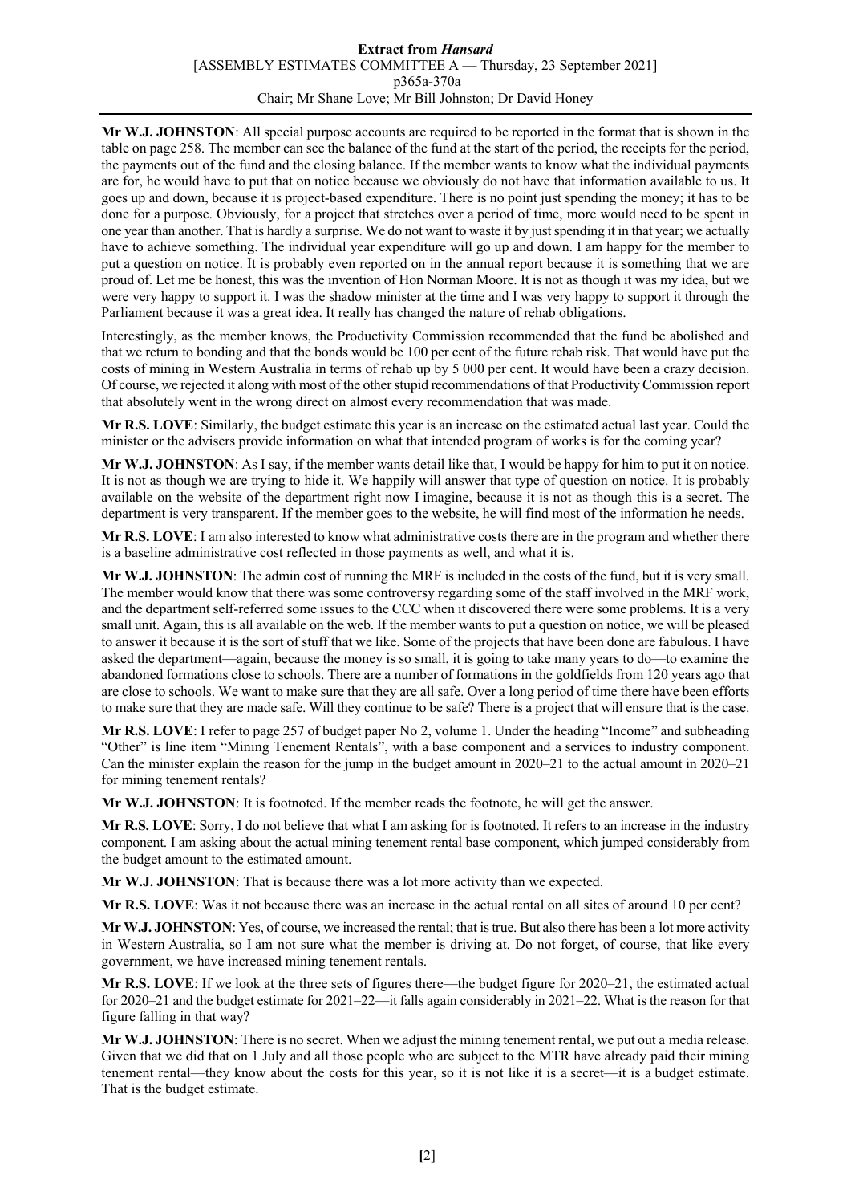**Mr W.J. JOHNSTON**: All special purpose accounts are required to be reported in the format that is shown in the table on page 258. The member can see the balance of the fund at the start of the period, the receipts for the period, the payments out of the fund and the closing balance. If the member wants to know what the individual payments are for, he would have to put that on notice because we obviously do not have that information available to us. It goes up and down, because it is project-based expenditure. There is no point just spending the money; it has to be done for a purpose. Obviously, for a project that stretches over a period of time, more would need to be spent in one year than another. That is hardly a surprise. We do not want to waste it by just spending it in that year; we actually have to achieve something. The individual year expenditure will go up and down. I am happy for the member to put a question on notice. It is probably even reported on in the annual report because it is something that we are proud of. Let me be honest, this was the invention of Hon Norman Moore. It is not as though it was my idea, but we were very happy to support it. I was the shadow minister at the time and I was very happy to support it through the Parliament because it was a great idea. It really has changed the nature of rehab obligations.

Interestingly, as the member knows, the Productivity Commission recommended that the fund be abolished and that we return to bonding and that the bonds would be 100 per cent of the future rehab risk. That would have put the costs of mining in Western Australia in terms of rehab up by 5 000 per cent. It would have been a crazy decision. Of course, we rejected it along with most of the other stupid recommendations of that Productivity Commission report that absolutely went in the wrong direct on almost every recommendation that was made.

**Mr R.S. LOVE**: Similarly, the budget estimate this year is an increase on the estimated actual last year. Could the minister or the advisers provide information on what that intended program of works is for the coming year?

**Mr W.J. JOHNSTON**: As I say, if the member wants detail like that, I would be happy for him to put it on notice. It is not as though we are trying to hide it. We happily will answer that type of question on notice. It is probably available on the website of the department right now I imagine, because it is not as though this is a secret. The department is very transparent. If the member goes to the website, he will find most of the information he needs.

**Mr R.S. LOVE**: I am also interested to know what administrative costs there are in the program and whether there is a baseline administrative cost reflected in those payments as well, and what it is.

**Mr W.J. JOHNSTON**: The admin cost of running the MRF is included in the costs of the fund, but it is very small. The member would know that there was some controversy regarding some of the staff involved in the MRF work, and the department self-referred some issues to the CCC when it discovered there were some problems. It is a very small unit. Again, this is all available on the web. If the member wants to put a question on notice, we will be pleased to answer it because it is the sort of stuff that we like. Some of the projects that have been done are fabulous. I have asked the department—again, because the money is so small, it is going to take many years to do—to examine the abandoned formations close to schools. There are a number of formations in the goldfields from 120 years ago that are close to schools. We want to make sure that they are all safe. Over a long period of time there have been efforts to make sure that they are made safe. Will they continue to be safe? There is a project that will ensure that is the case.

**Mr R.S. LOVE**: I refer to page 257 of budget paper No 2, volume 1. Under the heading "Income" and subheading "Other" is line item "Mining Tenement Rentals", with a base component and a services to industry component. Can the minister explain the reason for the jump in the budget amount in 2020–21 to the actual amount in 2020–21 for mining tenement rentals?

**Mr W.J. JOHNSTON**: It is footnoted. If the member reads the footnote, he will get the answer.

**Mr R.S. LOVE**: Sorry, I do not believe that what I am asking for is footnoted. It refers to an increase in the industry component. I am asking about the actual mining tenement rental base component, which jumped considerably from the budget amount to the estimated amount.

**Mr W.J. JOHNSTON**: That is because there was a lot more activity than we expected.

**Mr R.S. LOVE**: Was it not because there was an increase in the actual rental on all sites of around 10 per cent?

**Mr W.J. JOHNSTON**: Yes, of course, we increased the rental; that is true. But also there has been a lot more activity in Western Australia, so I am not sure what the member is driving at. Do not forget, of course, that like every government, we have increased mining tenement rentals.

**Mr R.S. LOVE**: If we look at the three sets of figures there—the budget figure for 2020–21, the estimated actual for 2020–21 and the budget estimate for 2021–22—it falls again considerably in 2021–22. What is the reason for that figure falling in that way?

**Mr W.J. JOHNSTON**: There is no secret. When we adjust the mining tenement rental, we put out a media release. Given that we did that on 1 July and all those people who are subject to the MTR have already paid their mining tenement rental—they know about the costs for this year, so it is not like it is a secret—it is a budget estimate. That is the budget estimate.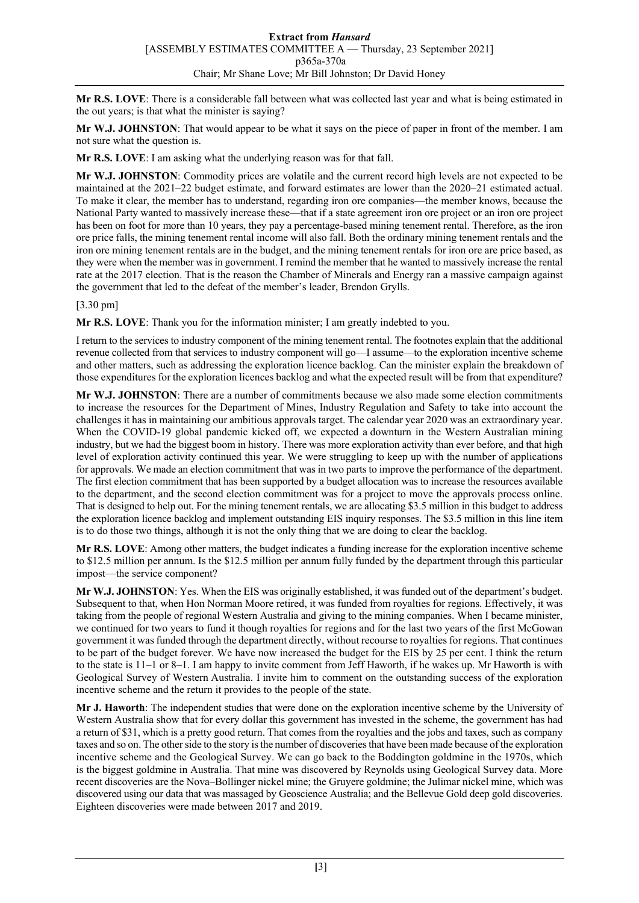**Mr R.S. LOVE**: There is a considerable fall between what was collected last year and what is being estimated in the out years; is that what the minister is saying?

**Mr W.J. JOHNSTON**: That would appear to be what it says on the piece of paper in front of the member. I am not sure what the question is.

**Mr R.S. LOVE**: I am asking what the underlying reason was for that fall.

**Mr W.J. JOHNSTON**: Commodity prices are volatile and the current record high levels are not expected to be maintained at the 2021–22 budget estimate, and forward estimates are lower than the 2020–21 estimated actual. To make it clear, the member has to understand, regarding iron ore companies—the member knows, because the National Party wanted to massively increase these—that if a state agreement iron ore project or an iron ore project has been on foot for more than 10 years, they pay a percentage-based mining tenement rental. Therefore, as the iron ore price falls, the mining tenement rental income will also fall. Both the ordinary mining tenement rentals and the iron ore mining tenement rentals are in the budget, and the mining tenement rentals for iron ore are price based, as they were when the member was in government. I remind the member that he wanted to massively increase the rental rate at the 2017 election. That is the reason the Chamber of Minerals and Energy ran a massive campaign against the government that led to the defeat of the member's leader, Brendon Grylls.

[3.30 pm]

**Mr R.S. LOVE**: Thank you for the information minister; I am greatly indebted to you.

I return to the services to industry component of the mining tenement rental. The footnotes explain that the additional revenue collected from that services to industry component will go—I assume—to the exploration incentive scheme and other matters, such as addressing the exploration licence backlog. Can the minister explain the breakdown of those expenditures for the exploration licences backlog and what the expected result will be from that expenditure?

**Mr W.J. JOHNSTON**: There are a number of commitments because we also made some election commitments to increase the resources for the Department of Mines, Industry Regulation and Safety to take into account the challenges it has in maintaining our ambitious approvals target. The calendar year 2020 was an extraordinary year. When the COVID-19 global pandemic kicked off, we expected a downturn in the Western Australian mining industry, but we had the biggest boom in history. There was more exploration activity than ever before, and that high level of exploration activity continued this year. We were struggling to keep up with the number of applications for approvals. We made an election commitment that was in two parts to improve the performance of the department. The first election commitment that has been supported by a budget allocation was to increase the resources available to the department, and the second election commitment was for a project to move the approvals process online. That is designed to help out. For the mining tenement rentals, we are allocating $3.5 million in this budget to address the exploration licence backlog and implement outstanding EIS inquiry responses. The $3.5 million in this line item is to do those two things, although it is not the only thing that we are doing to clear the backlog.

**Mr R.S. LOVE**: Among other matters, the budget indicates a funding increase for the exploration incentive scheme to $12.5 million per annum. Is the $12.5 million per annum fully funded by the department through this particular impost—the service component?

**Mr W.J. JOHNSTON**: Yes. When the EIS was originally established, it was funded out of the department's budget. Subsequent to that, when Hon Norman Moore retired, it was funded from royalties for regions. Effectively, it was taking from the people of regional Western Australia and giving to the mining companies. When I became minister, we continued for two years to fund it though royalties for regions and for the last two years of the first McGowan government it was funded through the department directly, without recourse to royalties for regions. That continues to be part of the budget forever. We have now increased the budget for the EIS by 25 per cent. I think the return to the state is 11–1 or 8–1. I am happy to invite comment from Jeff Haworth, if he wakes up. Mr Haworth is with Geological Survey of Western Australia. I invite him to comment on the outstanding success of the exploration incentive scheme and the return it provides to the people of the state.

**Mr J. Haworth**: The independent studies that were done on the exploration incentive scheme by the University of Western Australia show that for every dollar this government has invested in the scheme, the government has had a return of $31, which is a pretty good return. That comes from the royalties and the jobs and taxes, such as company taxes and so on. The other side to the story is the number of discoveries that have been made because of the exploration incentive scheme and the Geological Survey. We can go back to the Boddington goldmine in the 1970s, which is the biggest goldmine in Australia. That mine was discovered by Reynolds using Geological Survey data. More recent discoveries are the Nova–Bollinger nickel mine; the Gruyere goldmine; the Julimar nickel mine, which was discovered using our data that was massaged by Geoscience Australia; and the Bellevue Gold deep gold discoveries. Eighteen discoveries were made between 2017 and 2019.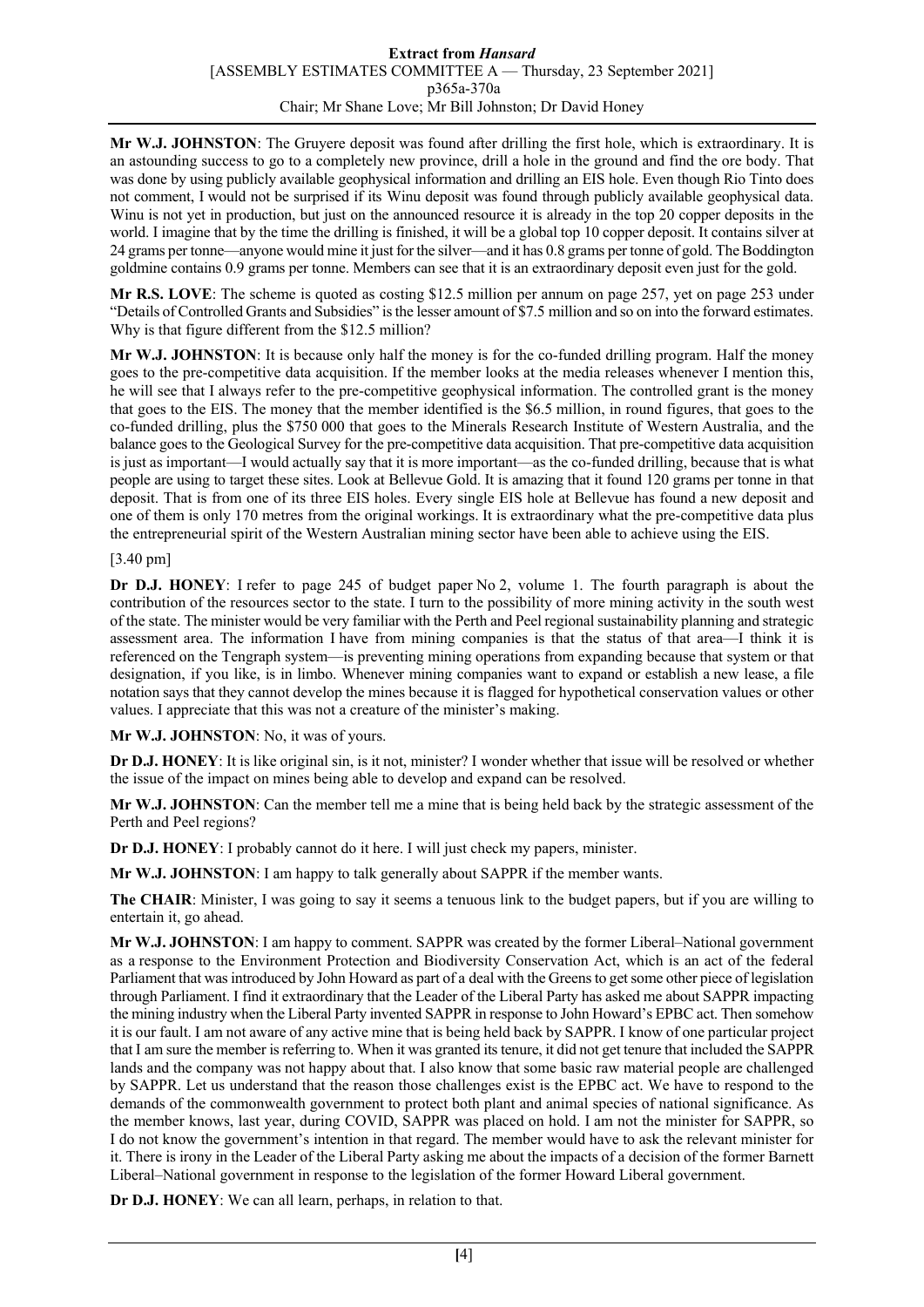**Mr W.J. JOHNSTON**: The Gruyere deposit was found after drilling the first hole, which is extraordinary. It is an astounding success to go to a completely new province, drill a hole in the ground and find the ore body. That was done by using publicly available geophysical information and drilling an EIS hole. Even though Rio Tinto does not comment, I would not be surprised if its Winu deposit was found through publicly available geophysical data. Winu is not yet in production, but just on the announced resource it is already in the top 20 copper deposits in the world. I imagine that by the time the drilling is finished, it will be a global top 10 copper deposit. It contains silver at 24 grams per tonne—anyone would mine it just for the silver—and it has 0.8 grams per tonne of gold. The Boddington goldmine contains 0.9 grams per tonne. Members can see that it is an extraordinary deposit even just for the gold.

**Mr R.S. LOVE**: The scheme is quoted as costing \$12.5 million per annum on page 257, yet on page 253 under "Details of Controlled Grants and Subsidies" is the lesser amount of \$7.5 million and so on into the forward estimates. Why is that figure different from the \$12.5 million?

**Mr W.J. JOHNSTON**: It is because only half the money is for the co-funded drilling program. Half the money goes to the pre-competitive data acquisition. If the member looks at the media releases whenever I mention this, he will see that I always refer to the pre-competitive geophysical information. The controlled grant is the money that goes to the EIS. The money that the member identified is the \$6.5 million, in round figures, that goes to the co-funded drilling, plus the \$750 000 that goes to the Minerals Research Institute of Western Australia, and the balance goes to the Geological Survey for the pre-competitive data acquisition. That pre-competitive data acquisition is just as important—I would actually say that it is more important—as the co-funded drilling, because that is what people are using to target these sites. Look at Bellevue Gold. It is amazing that it found 120 grams per tonne in that deposit. That is from one of its three EIS holes. Every single EIS hole at Bellevue has found a new deposit and one of them is only 170 metres from the original workings. It is extraordinary what the pre-competitive data plus the entrepreneurial spirit of the Western Australian mining sector have been able to achieve using the EIS.

[3.40 pm]

**Dr D.J. HONEY**: I refer to page 245 of budget paper No 2, volume 1. The fourth paragraph is about the contribution of the resources sector to the state. I turn to the possibility of more mining activity in the south west of the state. The minister would be very familiar with the Perth and Peel regional sustainability planning and strategic assessment area. The information I have from mining companies is that the status of that area—I think it is referenced on the Tengraph system—is preventing mining operations from expanding because that system or that designation, if you like, is in limbo. Whenever mining companies want to expand or establish a new lease, a file notation says that they cannot develop the mines because it is flagged for hypothetical conservation values or other values. I appreciate that this was not a creature of the minister's making.

**Mr W.J. JOHNSTON**: No, it was of yours.

**Dr D.J. HONEY**: It is like original sin, is it not, minister? I wonder whether that issue will be resolved or whether the issue of the impact on mines being able to develop and expand can be resolved.

**Mr W.J. JOHNSTON**: Can the member tell me a mine that is being held back by the strategic assessment of the Perth and Peel regions?

**Dr D.J. HONEY**: I probably cannot do it here. I will just check my papers, minister.

**Mr W.J. JOHNSTON**: I am happy to talk generally about SAPPR if the member wants.

**The CHAIR**: Minister, I was going to say it seems a tenuous link to the budget papers, but if you are willing to entertain it, go ahead.

**Mr W.J. JOHNSTON**: I am happy to comment. SAPPR was created by the former Liberal–National government as a response to the Environment Protection and Biodiversity Conservation Act, which is an act of the federal Parliament that was introduced by John Howard as part of a deal with the Greens to get some other piece of legislation through Parliament. I find it extraordinary that the Leader of the Liberal Party has asked me about SAPPR impacting the mining industry when the Liberal Party invented SAPPR in response to John Howard's EPBC act. Then somehow it is our fault. I am not aware of any active mine that is being held back by SAPPR. I know of one particular project that I am sure the member is referring to. When it was granted its tenure, it did not get tenure that included the SAPPR lands and the company was not happy about that. I also know that some basic raw material people are challenged by SAPPR. Let us understand that the reason those challenges exist is the EPBC act. We have to respond to the demands of the commonwealth government to protect both plant and animal species of national significance. As the member knows, last year, during COVID, SAPPR was placed on hold. I am not the minister for SAPPR, so I do not know the government's intention in that regard. The member would have to ask the relevant minister for it. There is irony in the Leader of the Liberal Party asking me about the impacts of a decision of the former Barnett Liberal–National government in response to the legislation of the former Howard Liberal government.

**Dr D.J. HONEY**: We can all learn, perhaps, in relation to that.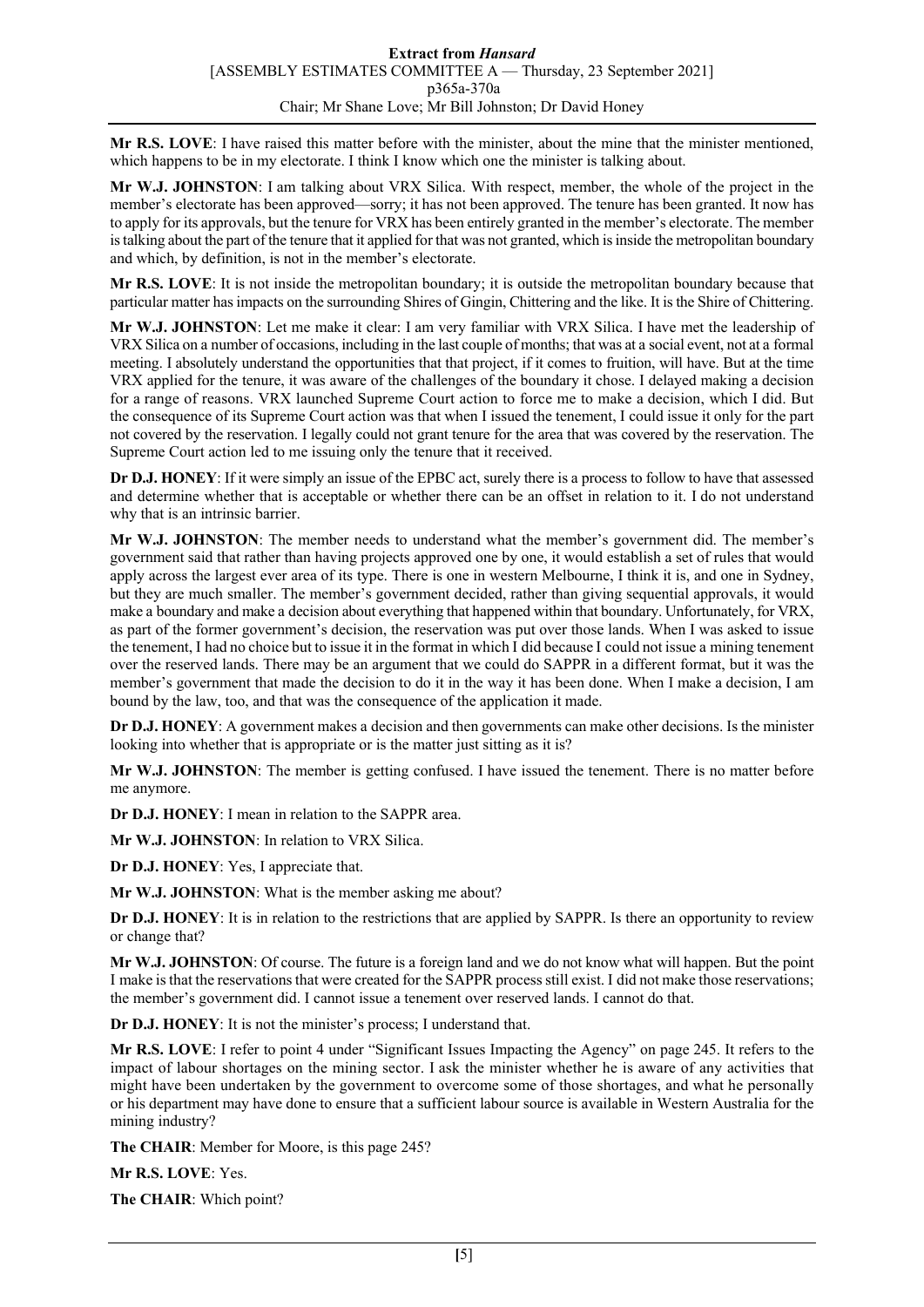**Mr R.S. LOVE**: I have raised this matter before with the minister, about the mine that the minister mentioned, which happens to be in my electorate. I think I know which one the minister is talking about.

**Mr W.J. JOHNSTON**: I am talking about VRX Silica. With respect, member, the whole of the project in the member's electorate has been approved—sorry; it has not been approved. The tenure has been granted. It now has to apply for its approvals, but the tenure for VRX has been entirely granted in the member's electorate. The member is talking about the part of the tenure that it applied for that was not granted, which is inside the metropolitan boundary and which, by definition, is not in the member's electorate.

**Mr R.S. LOVE**: It is not inside the metropolitan boundary; it is outside the metropolitan boundary because that particular matter has impacts on the surrounding Shires of Gingin, Chittering and the like. It is the Shire of Chittering.

**Mr W.J. JOHNSTON**: Let me make it clear: I am very familiar with VRX Silica. I have met the leadership of VRX Silica on a number of occasions, including in the last couple of months; that was at a social event, not at a formal meeting. I absolutely understand the opportunities that that project, if it comes to fruition, will have. But at the time VRX applied for the tenure, it was aware of the challenges of the boundary it chose. I delayed making a decision for a range of reasons. VRX launched Supreme Court action to force me to make a decision, which I did. But the consequence of its Supreme Court action was that when I issued the tenement, I could issue it only for the part not covered by the reservation. I legally could not grant tenure for the area that was covered by the reservation. The Supreme Court action led to me issuing only the tenure that it received.

**Dr D.J. HONEY**: If it were simply an issue of the EPBC act, surely there is a process to follow to have that assessed and determine whether that is acceptable or whether there can be an offset in relation to it. I do not understand why that is an intrinsic barrier.

**Mr W.J. JOHNSTON**: The member needs to understand what the member's government did. The member's government said that rather than having projects approved one by one, it would establish a set of rules that would apply across the largest ever area of its type. There is one in western Melbourne, I think it is, and one in Sydney, but they are much smaller. The member's government decided, rather than giving sequential approvals, it would make a boundary and make a decision about everything that happened within that boundary. Unfortunately, for VRX, as part of the former government's decision, the reservation was put over those lands. When I was asked to issue the tenement, I had no choice but to issue it in the format in which I did because I could not issue a mining tenement over the reserved lands. There may be an argument that we could do SAPPR in a different format, but it was the member's government that made the decision to do it in the way it has been done. When I make a decision, I am bound by the law, too, and that was the consequence of the application it made.

**Dr D.J. HONEY**: A government makes a decision and then governments can make other decisions. Is the minister looking into whether that is appropriate or is the matter just sitting as it is?

**Mr W.J. JOHNSTON**: The member is getting confused. I have issued the tenement. There is no matter before me anymore.

**Dr D.J. HONEY**: I mean in relation to the SAPPR area.

**Mr W.J. JOHNSTON**: In relation to VRX Silica.

**Dr D.J. HONEY**: Yes, I appreciate that.

**Mr W.J. JOHNSTON**: What is the member asking me about?

**Dr D.J. HONEY**: It is in relation to the restrictions that are applied by SAPPR. Is there an opportunity to review or change that?

**Mr W.J. JOHNSTON**: Of course. The future is a foreign land and we do not know what will happen. But the point I make is that the reservations that were created for the SAPPR process still exist. I did not make those reservations; the member's government did. I cannot issue a tenement over reserved lands. I cannot do that.

**Dr D.J. HONEY**: It is not the minister's process; I understand that.

**Mr R.S. LOVE**: I refer to point 4 under "Significant Issues Impacting the Agency" on page 245. It refers to the impact of labour shortages on the mining sector. I ask the minister whether he is aware of any activities that might have been undertaken by the government to overcome some of those shortages, and what he personally or his department may have done to ensure that a sufficient labour source is available in Western Australia for the mining industry?

**The CHAIR**: Member for Moore, is this page 245?

**Mr R.S. LOVE**: Yes.

**The CHAIR**: Which point?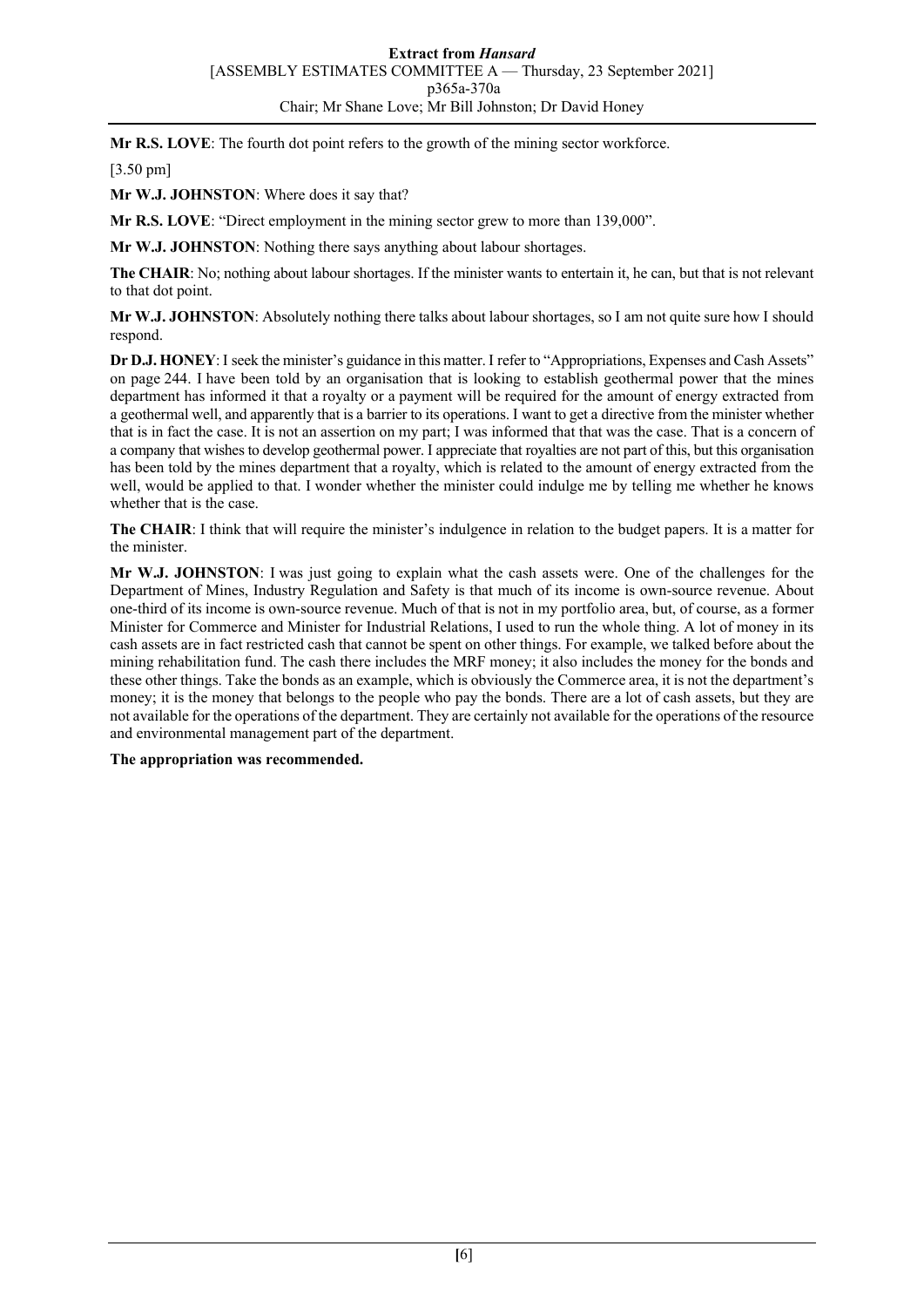**Mr R.S. LOVE**: The fourth dot point refers to the growth of the mining sector workforce.

[3.50 pm]

**Mr W.J. JOHNSTON**: Where does it say that?

**Mr R.S. LOVE**: "Direct employment in the mining sector grew to more than 139,000".

**Mr W.J. JOHNSTON**: Nothing there says anything about labour shortages.

**The CHAIR**: No; nothing about labour shortages. If the minister wants to entertain it, he can, but that is not relevant to that dot point.

**Mr W.J. JOHNSTON**: Absolutely nothing there talks about labour shortages, so I am not quite sure how I should respond.

**Dr D.J. HONEY**: I seek the minister's guidance in this matter. I refer to "Appropriations, Expenses and Cash Assets" on page 244. I have been told by an organisation that is looking to establish geothermal power that the mines department has informed it that a royalty or a payment will be required for the amount of energy extracted from a geothermal well, and apparently that is a barrier to its operations. I want to get a directive from the minister whether that is in fact the case. It is not an assertion on my part; I was informed that that was the case. That is a concern of a company that wishes to develop geothermal power. I appreciate that royalties are not part of this, but this organisation has been told by the mines department that a royalty, which is related to the amount of energy extracted from the well, would be applied to that. I wonder whether the minister could indulge me by telling me whether he knows whether that is the case.

**The CHAIR**: I think that will require the minister's indulgence in relation to the budget papers. It is a matter for the minister.

**Mr W.J. JOHNSTON**: I was just going to explain what the cash assets were. One of the challenges for the Department of Mines, Industry Regulation and Safety is that much of its income is own-source revenue. About one-third of its income is own-source revenue. Much of that is not in my portfolio area, but, of course, as a former Minister for Commerce and Minister for Industrial Relations, I used to run the whole thing. A lot of money in its cash assets are in fact restricted cash that cannot be spent on other things. For example, we talked before about the mining rehabilitation fund. The cash there includes the MRF money; it also includes the money for the bonds and these other things. Take the bonds as an example, which is obviously the Commerce area, it is not the department's money; it is the money that belongs to the people who pay the bonds. There are a lot of cash assets, but they are not available for the operations of the department. They are certainly not available for the operations of the resource and environmental management part of the department.

**The appropriation was recommended.**